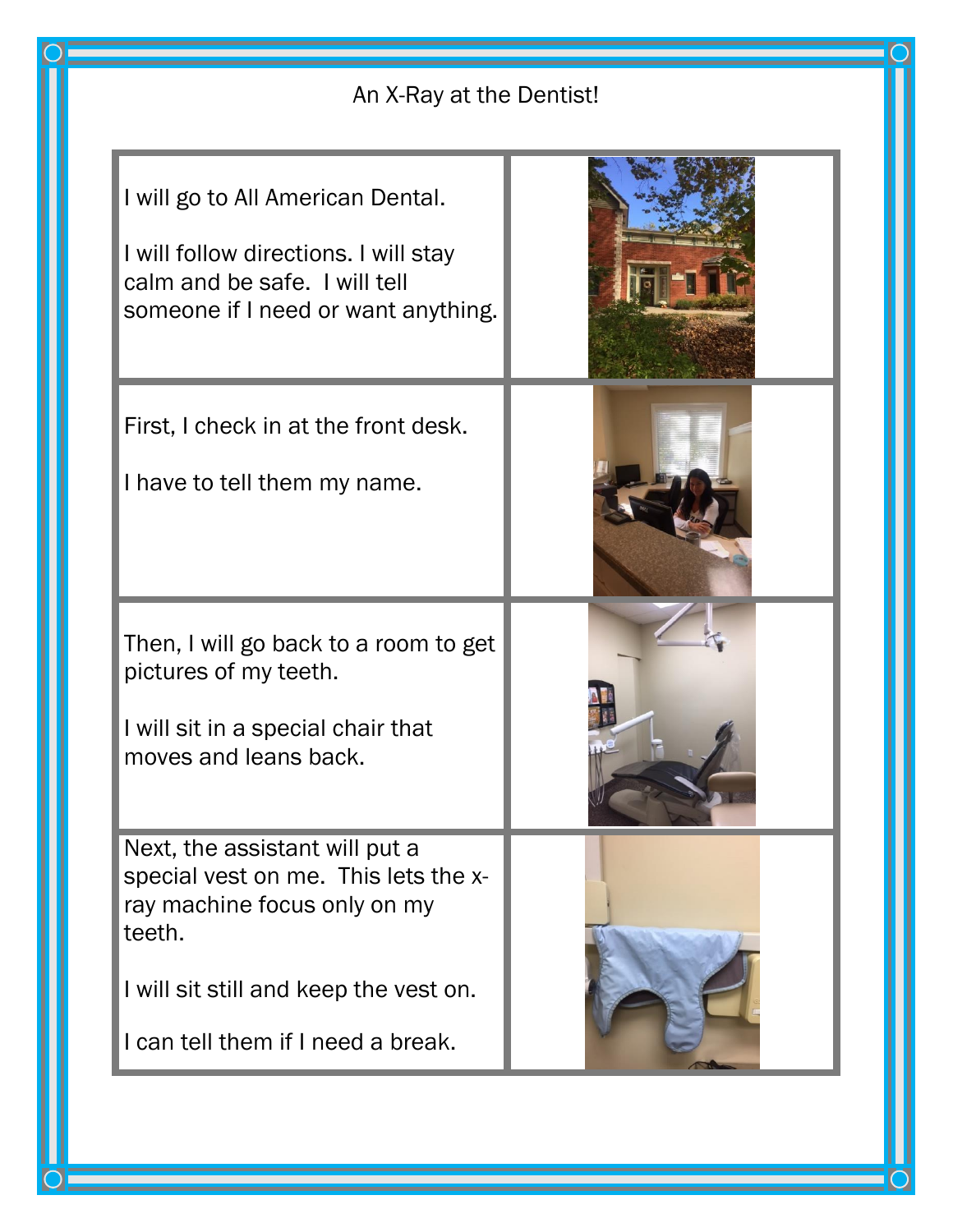# An X-Ray at the Dentist!

I will go to All American Dental.

I will follow directions. I will stay calm and be safe. I will tell someone if I need or want anything.

First, I check in at the front desk.

I have to tell them my name.

Then, I will go back to a room to get pictures of my teeth.

I will sit in a special chair that moves and leans back.

Next, the assistant will put a special vest on me. This lets the x-ray machine focus only on my teeth.

I will sit still and keep the vest on.

I can tell them if I need a break.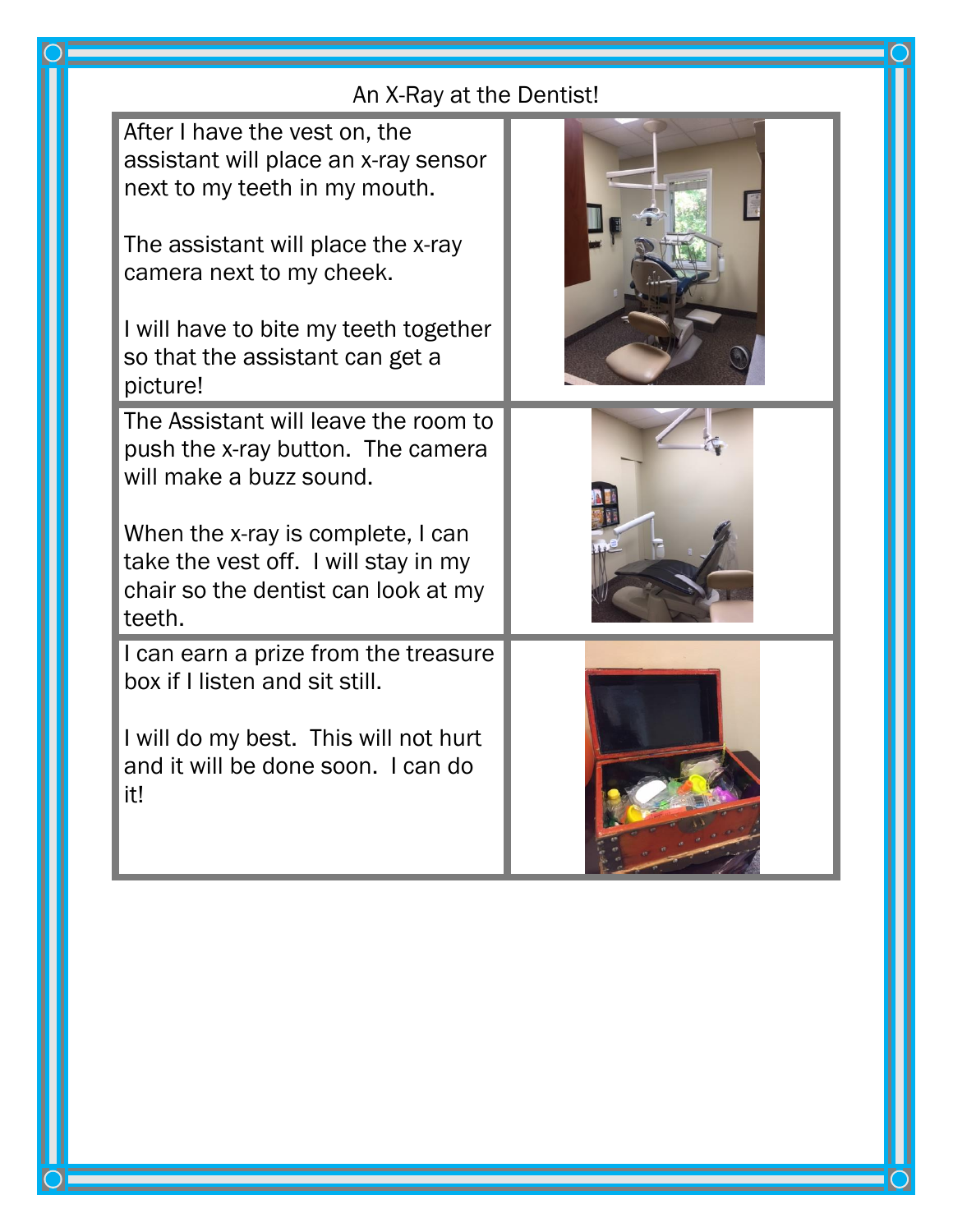# An X-Ray at the Dentist!

| | |
|---|---|
| After I have the vest on, the assistant will place an x-ray sensor next to my teeth in my mouth.<br><br>The assistant will place the x-ray camera next to my cheek.<br><br>I will have to bite my teeth together so that the assistant can get a picture! | |
| The Assistant will leave the room to push the x-ray button. The camera will make a buzz sound.<br><br>When the x-ray is complete, I can take the vest off. I will stay in my chair so the dentist can look at my teeth. | |
| I can earn a prize from the treasure box if I listen and sit still.<br><br>I will do my best. This will not hurt and it will be done soon. I can do it! | |